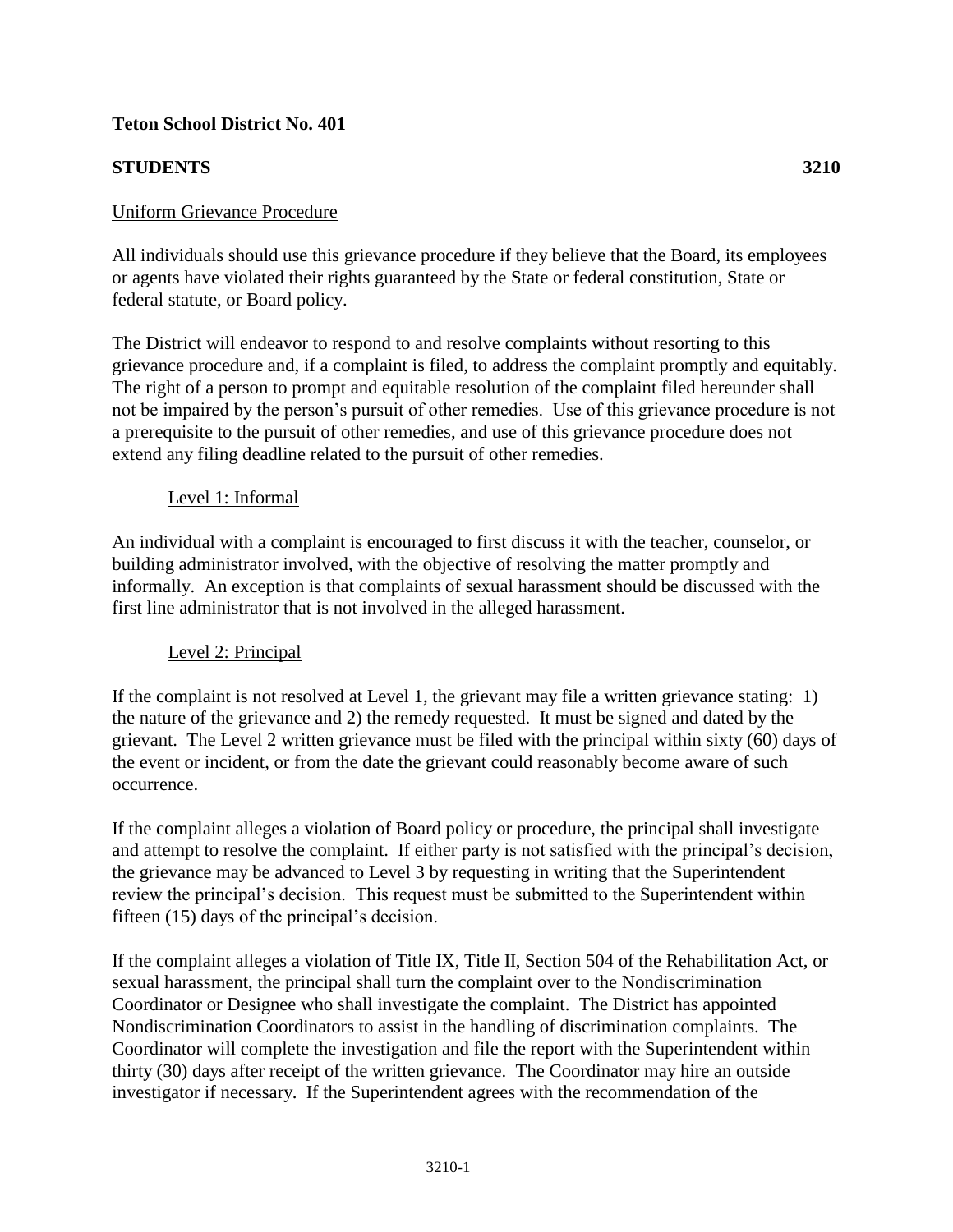**Teton School District No. 401**

**STUDENTS** **3210**

Uniform Grievance Procedure

All individuals should use this grievance procedure if they believe that the Board, its employees or agents have violated their rights guaranteed by the State or federal constitution, State or federal statute, or Board policy.

The District will endeavor to respond to and resolve complaints without resorting to this grievance procedure and, if a complaint is filed, to address the complaint promptly and equitably. The right of a person to prompt and equitable resolution of the complaint filed hereunder shall not be impaired by the person's pursuit of other remedies. Use of this grievance procedure is not a prerequisite to the pursuit of other remedies, and use of this grievance procedure does not extend any filing deadline related to the pursuit of other remedies.

Level 1: Informal

An individual with a complaint is encouraged to first discuss it with the teacher, counselor, or building administrator involved, with the objective of resolving the matter promptly and informally. An exception is that complaints of sexual harassment should be discussed with the first line administrator that is not involved in the alleged harassment.

Level 2: Principal

If the complaint is not resolved at Level 1, the grievant may file a written grievance stating: 1) the nature of the grievance and 2) the remedy requested. It must be signed and dated by the grievant. The Level 2 written grievance must be filed with the principal within sixty (60) days of the event or incident, or from the date the grievant could reasonably become aware of such occurrence.

If the complaint alleges a violation of Board policy or procedure, the principal shall investigate and attempt to resolve the complaint. If either party is not satisfied with the principal's decision, the grievance may be advanced to Level 3 by requesting in writing that the Superintendent review the principal's decision. This request must be submitted to the Superintendent within fifteen (15) days of the principal's decision.

If the complaint alleges a violation of Title IX, Title II, Section 504 of the Rehabilitation Act, or sexual harassment, the principal shall turn the complaint over to the Nondiscrimination Coordinator or Designee who shall investigate the complaint. The District has appointed Nondiscrimination Coordinators to assist in the handling of discrimination complaints. The Coordinator will complete the investigation and file the report with the Superintendent within thirty (30) days after receipt of the written grievance. The Coordinator may hire an outside investigator if necessary. If the Superintendent agrees with the recommendation of the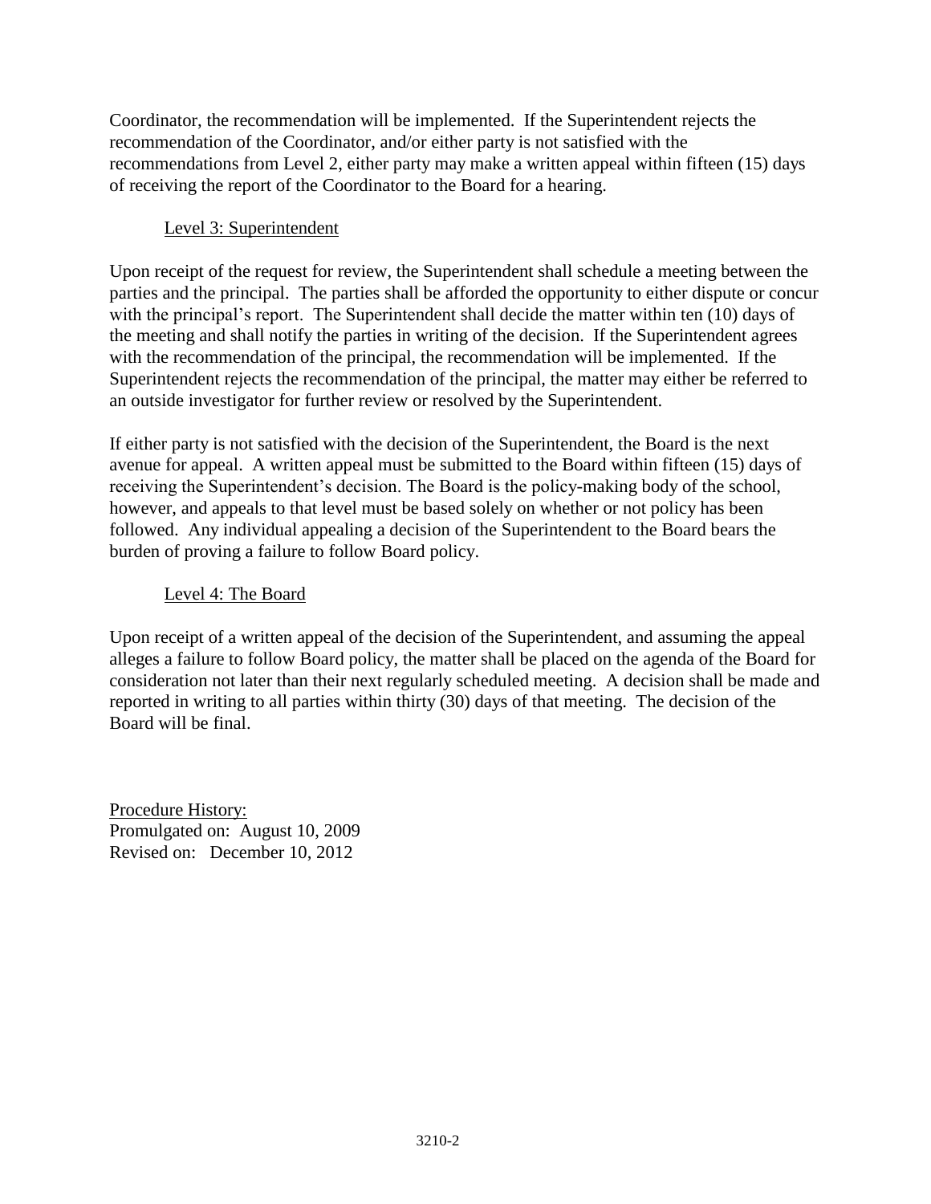Coordinator, the recommendation will be implemented. If the Superintendent rejects the recommendation of the Coordinator, and/or either party is not satisfied with the recommendations from Level 2, either party may make a written appeal within fifteen (15) days of receiving the report of the Coordinator to the Board for a hearing.

Level 3: Superintendent

Upon receipt of the request for review, the Superintendent shall schedule a meeting between the parties and the principal. The parties shall be afforded the opportunity to either dispute or concur with the principal's report. The Superintendent shall decide the matter within ten (10) days of the meeting and shall notify the parties in writing of the decision. If the Superintendent agrees with the recommendation of the principal, the recommendation will be implemented. If the Superintendent rejects the recommendation of the principal, the matter may either be referred to an outside investigator for further review or resolved by the Superintendent.

If either party is not satisfied with the decision of the Superintendent, the Board is the next avenue for appeal. A written appeal must be submitted to the Board within fifteen (15) days of receiving the Superintendent's decision. The Board is the policy-making body of the school, however, and appeals to that level must be based solely on whether or not policy has been followed. Any individual appealing a decision of the Superintendent to the Board bears the burden of proving a failure to follow Board policy.

Level 4: The Board

Upon receipt of a written appeal of the decision of the Superintendent, and assuming the appeal alleges a failure to follow Board policy, the matter shall be placed on the agenda of the Board for consideration not later than their next regularly scheduled meeting. A decision shall be made and reported in writing to all parties within thirty (30) days of that meeting. The decision of the Board will be final.

Procedure History:
Promulgated on: August 10, 2009
Revised on: December 10, 2012